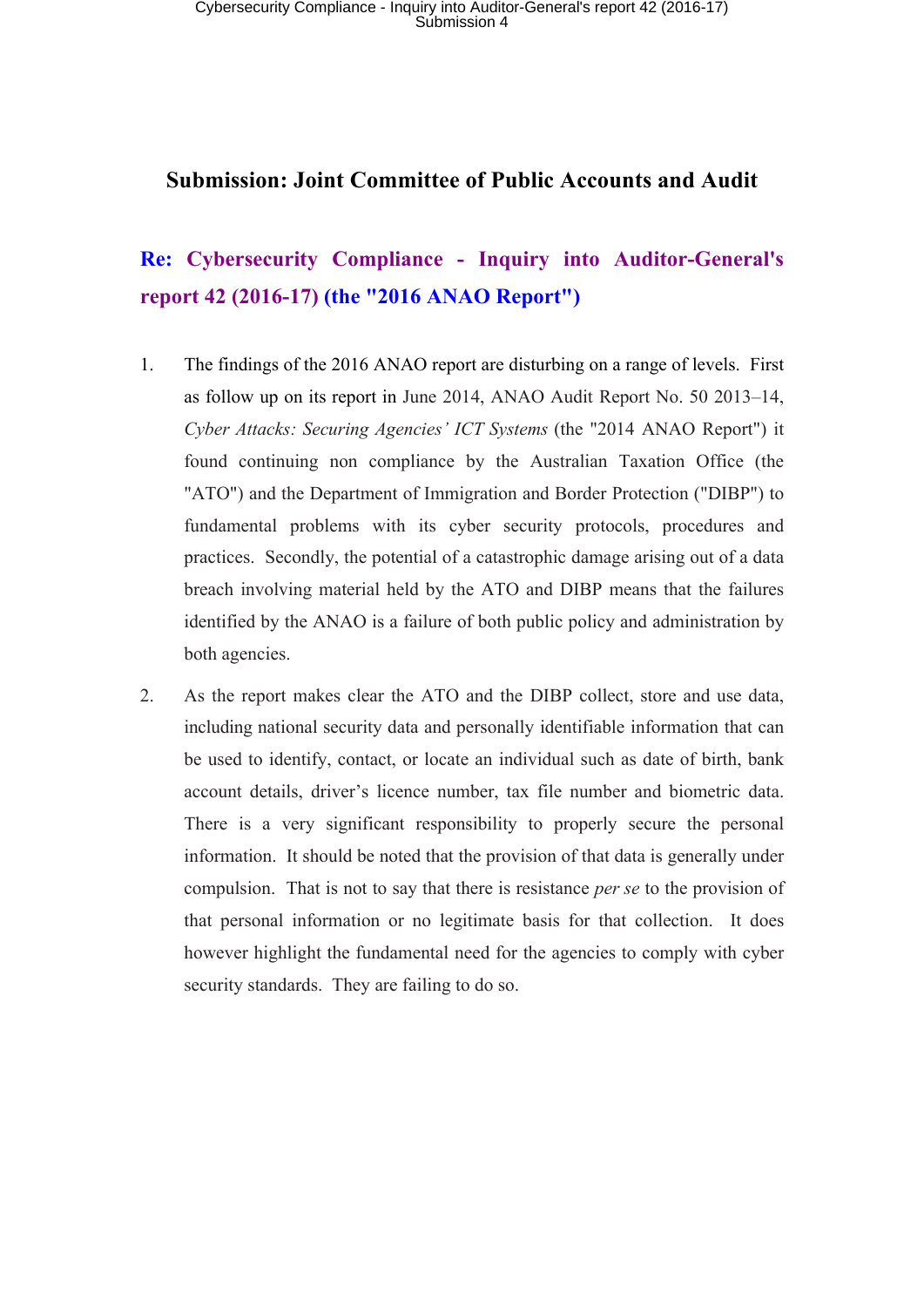## Submission: Joint Committee of Public Accounts and Audit

### Re: Cybersecurity Compliance - Inquiry into Auditor-General's report 42 (2016-17) (the "2016 ANAO Report")

1. The findings of the 2016 ANAO report are disturbing on a range of levels. First as follow up on its report in June 2014, ANAO Audit Report No. 50 2013–14, *Cyber Attacks: Securing Agencies' ICT Systems* (the "2014 ANAO Report") it found continuing non compliance by the Australian Taxation Office (the "ATO") and the Department of Immigration and Border Protection ("DIBP") to fundamental problems with its cyber security protocols, procedures and practices. Secondly, the potential of a catastrophic damage arising out of a data breach involving material held by the ATO and DIBP means that the failures identified by the ANAO is a failure of both public policy and administration by both agencies.

2. As the report makes clear the ATO and the DIBP collect, store and use data, including national security data and personally identifiable information that can be used to identify, contact, or locate an individual such as date of birth, bank account details, driver's licence number, tax file number and biometric data. There is a very significant responsibility to properly secure the personal information. It should be noted that the provision of that data is generally under compulsion. That is not to say that there is resistance *per se* to the provision of that personal information or no legitimate basis for that collection. It does however highlight the fundamental need for the agencies to comply with cyber security standards. They are failing to do so.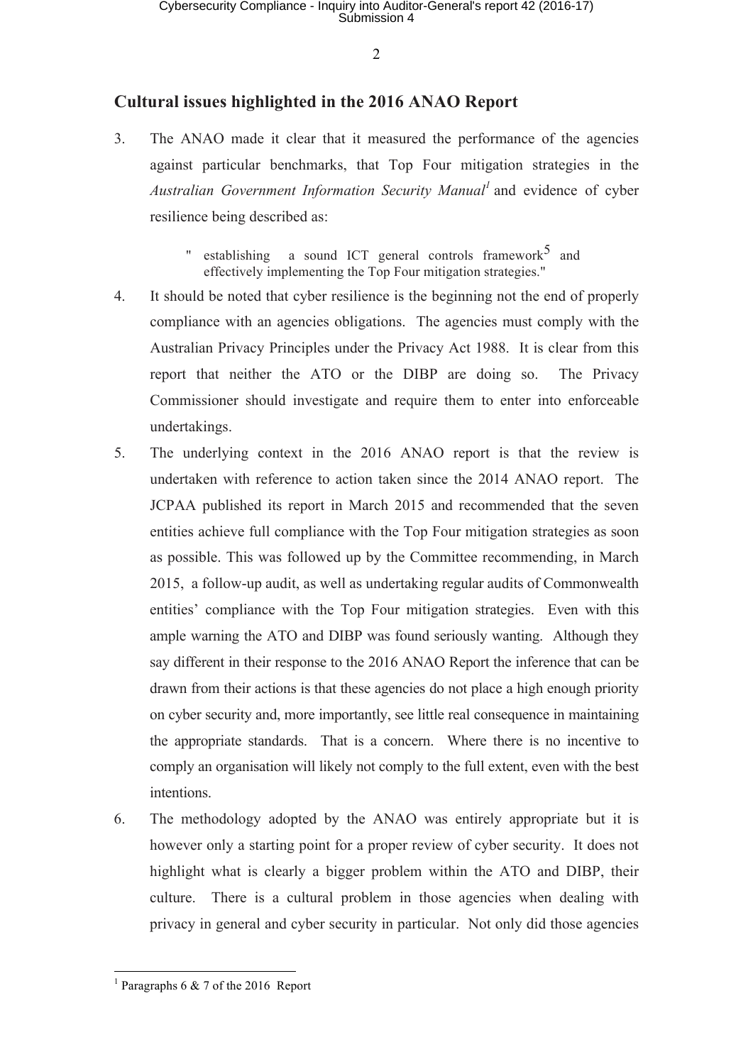## Cultural issues highlighted in the 2016 ANAO Report

3. The ANAO made it clear that it measured the performance of the agencies against particular benchmarks, that Top Four mitigation strategies in the *Australian Government Information Security Manual*[1] and evidence of cyber resilience being described as:

   > " establishing a sound ICT general controls framework[5] and effectively implementing the Top Four mitigation strategies."

4. It should be noted that cyber resilience is the beginning not the end of properly compliance with an agencies obligations. The agencies must comply with the Australian Privacy Principles under the Privacy Act 1988. It is clear from this report that neither the ATO or the DIBP are doing so. The Privacy Commissioner should investigate and require them to enter into enforceable undertakings.

5. The underlying context in the 2016 ANAO report is that the review is undertaken with reference to action taken since the 2014 ANAO report. The JCPAA published its report in March 2015 and recommended that the seven entities achieve full compliance with the Top Four mitigation strategies as soon as possible. This was followed up by the Committee recommending, in March 2015, a follow-up audit, as well as undertaking regular audits of Commonwealth entities' compliance with the Top Four mitigation strategies. Even with this ample warning the ATO and DIBP was found seriously wanting. Although they say different in their response to the 2016 ANAO Report the inference that can be drawn from their actions is that these agencies do not place a high enough priority on cyber security and, more importantly, see little real consequence in maintaining the appropriate standards. That is a concern. Where there is no incentive to comply an organisation will likely not comply to the full extent, even with the best intentions.

6. The methodology adopted by the ANAO was entirely appropriate but it is however only a starting point for a proper review of cyber security. It does not highlight what is clearly a bigger problem within the ATO and DIBP, their culture. There is a cultural problem in those agencies when dealing with privacy in general and cyber security in particular. Not only did those agencies

---

[1] Paragraphs 6 & 7 of the 2016 Report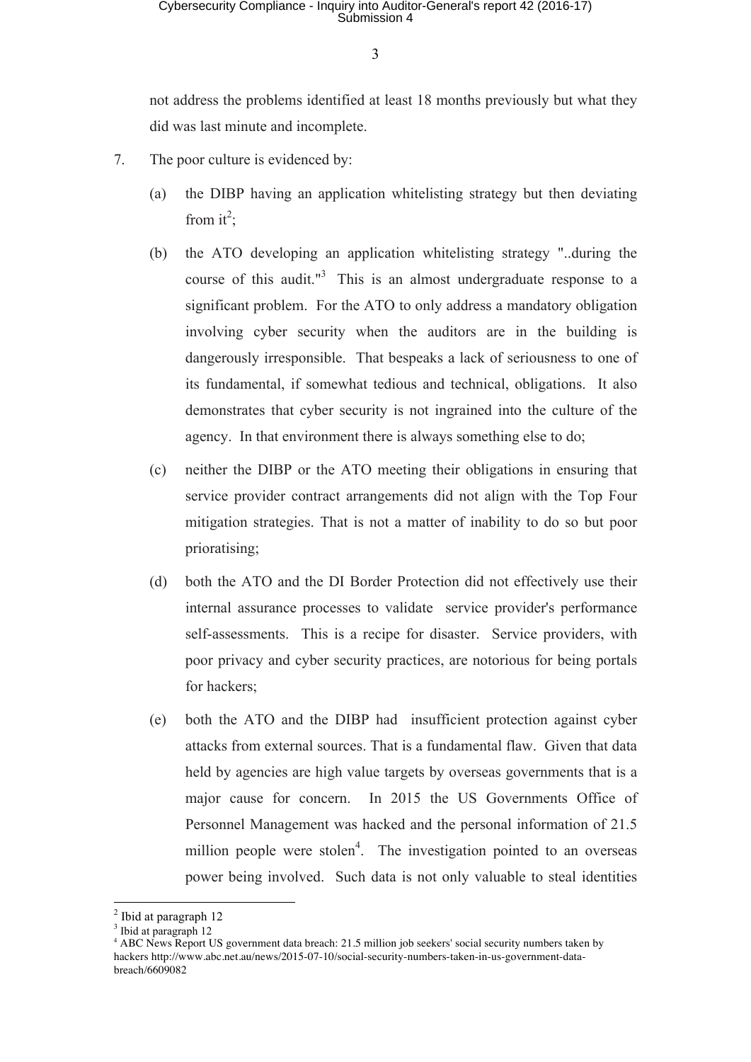not address the problems identified at least 18 months previously but what they did was last minute and incomplete.

7. The poor culture is evidenced by:

   (a) the DIBP having an application whitelisting strategy but then deviating from it[2];

   (b) the ATO developing an application whitelisting strategy "..during the course of this audit."[3] This is an almost undergraduate response to a significant problem. For the ATO to only address a mandatory obligation involving cyber security when the auditors are in the building is dangerously irresponsible. That bespeaks a lack of seriousness to one of its fundamental, if somewhat tedious and technical, obligations. It also demonstrates that cyber security is not ingrained into the culture of the agency. In that environment there is always something else to do;

   (c) neither the DIBP or the ATO meeting their obligations in ensuring that service provider contract arrangements did not align with the Top Four mitigation strategies. That is not a matter of inability to do so but poor prioratising;

   (d) both the ATO and the DI Border Protection did not effectively use their internal assurance processes to validate service provider's performance self-assessments. This is a recipe for disaster. Service providers, with poor privacy and cyber security practices, are notorious for being portals for hackers;

   (e) both the ATO and the DIBP had insufficient protection against cyber attacks from external sources. That is a fundamental flaw. Given that data held by agencies are high value targets by overseas governments that is a major cause for concern. In 2015 the US Governments Office of Personnel Management was hacked and the personal information of 21.5 million people were stolen[4]. The investigation pointed to an overseas power being involved. Such data is not only valuable to steal identities

---

[2] Ibid at paragraph 12

[3] Ibid at paragraph 12

[4] ABC News Report US government data breach: 21.5 million job seekers' social security numbers taken by hackers http://www.abc.net.au/news/2015-07-10/social-security-numbers-taken-in-us-government-data-breach/6609082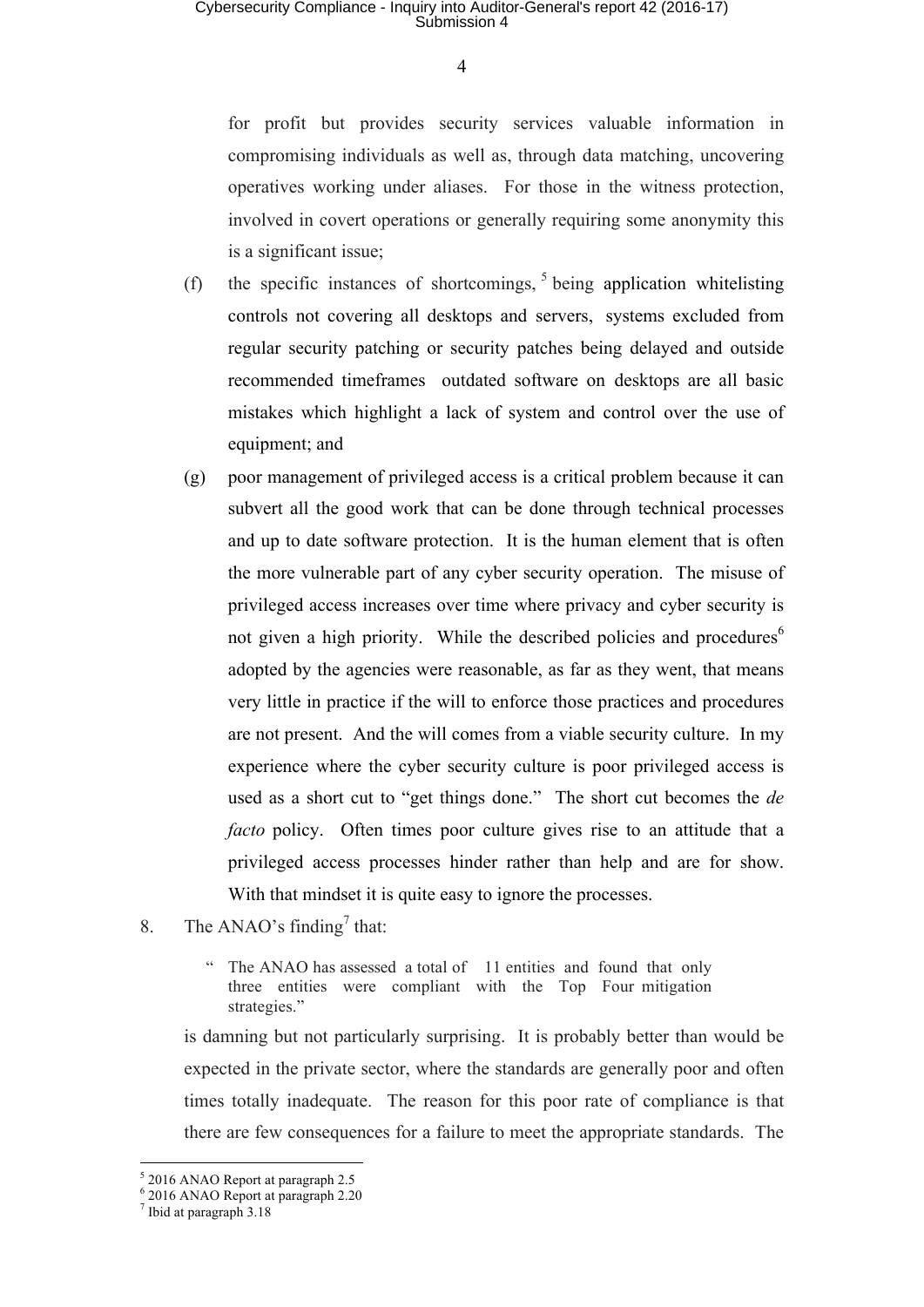for profit but provides security services valuable information in compromising individuals as well as, through data matching, uncovering operatives working under aliases. For those in the witness protection, involved in covert operations or generally requiring some anonymity this is a significant issue;

(f) the specific instances of shortcomings, [5] being application whitelisting controls not covering all desktops and servers, systems excluded from regular security patching or security patches being delayed and outside recommended timeframes outdated software on desktops are all basic mistakes which highlight a lack of system and control over the use of equipment; and

(g) poor management of privileged access is a critical problem because it can subvert all the good work that can be done through technical processes and up to date software protection. It is the human element that is often the more vulnerable part of any cyber security operation. The misuse of privileged access increases over time where privacy and cyber security is not given a high priority. While the described policies and procedures[6] adopted by the agencies were reasonable, as far as they went, that means very little in practice if the will to enforce those practices and procedures are not present. And the will comes from a viable security culture. In my experience where the cyber security culture is poor privileged access is used as a short cut to "get things done." The short cut becomes the *de facto* policy. Often times poor culture gives rise to an attitude that a privileged access processes hinder rather than help and are for show. With that mindset it is quite easy to ignore the processes.

8. The ANAO's finding[7] that:

> " The ANAO has assessed a total of 11 entities and found that only three entities were compliant with the Top Four mitigation strategies."

is damning but not particularly surprising. It is probably better than would be expected in the private sector, where the standards are generally poor and often times totally inadequate. The reason for this poor rate of compliance is that there are few consequences for a failure to meet the appropriate standards. The

---

[5] 2016 ANAO Report at paragraph 2.5

[6] 2016 ANAO Report at paragraph 2.20

[7] Ibid at paragraph 3.18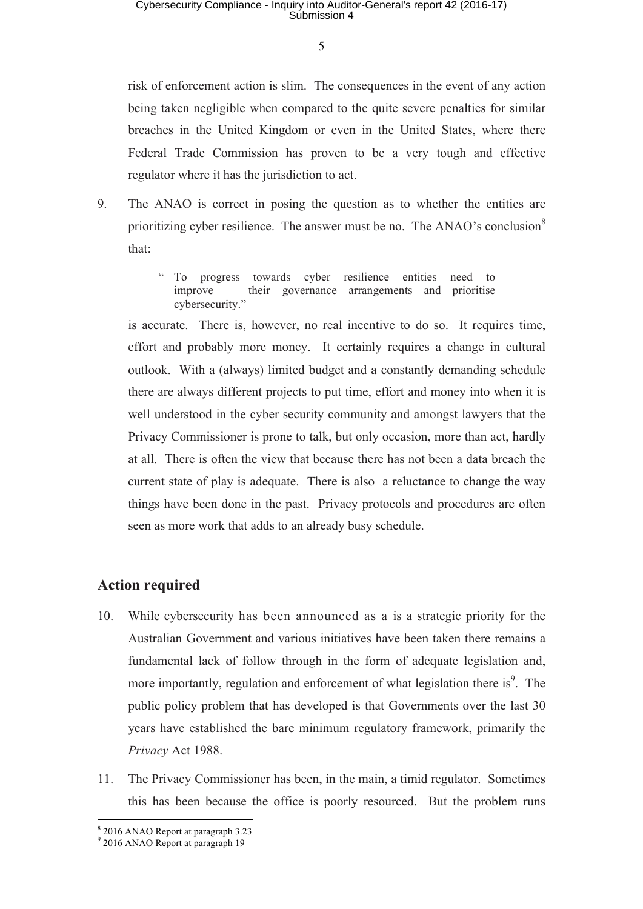risk of enforcement action is slim. The consequences in the event of any action being taken negligible when compared to the quite severe penalties for similar breaches in the United Kingdom or even in the United States, where there Federal Trade Commission has proven to be a very tough and effective regulator where it has the jurisdiction to act.

9. The ANAO is correct in posing the question as to whether the entities are prioritizing cyber resilience. The answer must be no. The ANAO's conclusion[8] that:

> " To progress towards cyber resilience entities need to improve their governance arrangements and prioritise cybersecurity."

is accurate. There is, however, no real incentive to do so. It requires time, effort and probably more money. It certainly requires a change in cultural outlook. With a (always) limited budget and a constantly demanding schedule there are always different projects to put time, effort and money into when it is well understood in the cyber security community and amongst lawyers that the Privacy Commissioner is prone to talk, but only occasion, more than act, hardly at all. There is often the view that because there has not been a data breach the current state of play is adequate. There is also a reluctance to change the way things have been done in the past. Privacy protocols and procedures are often seen as more work that adds to an already busy schedule.

## Action required

10. While cybersecurity has been announced as a is a strategic priority for the Australian Government and various initiatives have been taken there remains a fundamental lack of follow through in the form of adequate legislation and, more importantly, regulation and enforcement of what legislation there is[9]. The public policy problem that has developed is that Governments over the last 30 years have established the bare minimum regulatory framework, primarily the *Privacy* Act 1988.

11. The Privacy Commissioner has been, in the main, a timid regulator. Sometimes this has been because the office is poorly resourced. But the problem runs

[8] 2016 ANAO Report at paragraph 3.23
[9] 2016 ANAO Report at paragraph 19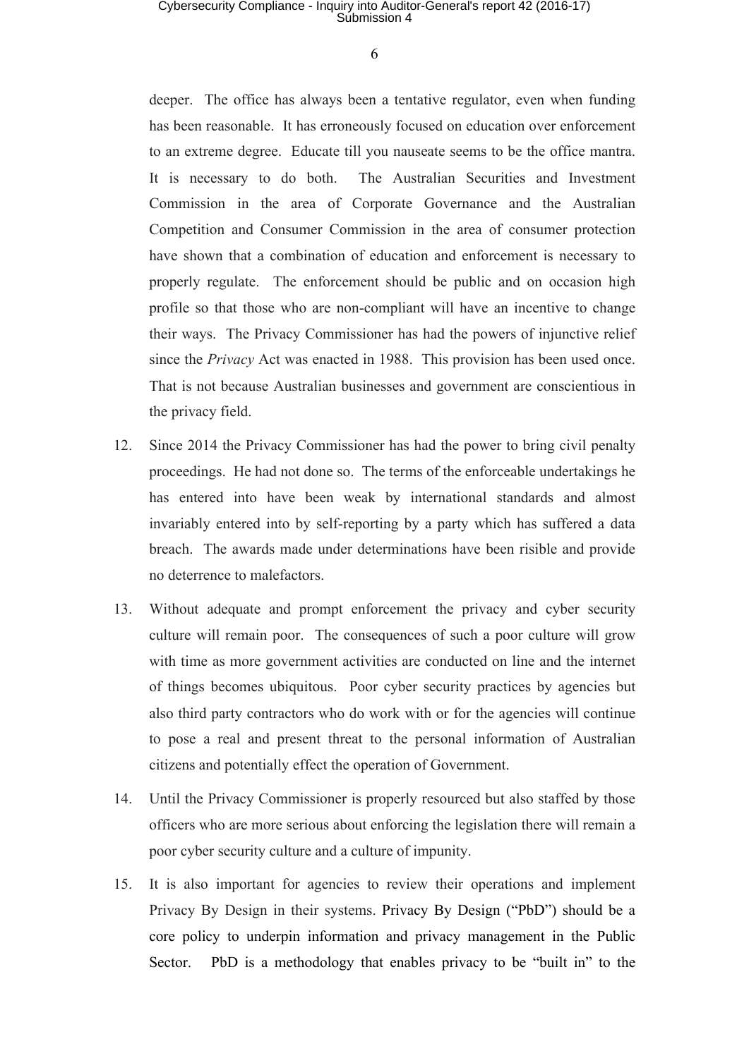deeper. The office has always been a tentative regulator, even when funding has been reasonable. It has erroneously focused on education over enforcement to an extreme degree. Educate till you nauseate seems to be the office mantra. It is necessary to do both. The Australian Securities and Investment Commission in the area of Corporate Governance and the Australian Competition and Consumer Commission in the area of consumer protection have shown that a combination of education and enforcement is necessary to properly regulate. The enforcement should be public and on occasion high profile so that those who are non-compliant will have an incentive to change their ways. The Privacy Commissioner has had the powers of injunctive relief since the *Privacy* Act was enacted in 1988. This provision has been used once. That is not because Australian businesses and government are conscientious in the privacy field.

12. Since 2014 the Privacy Commissioner has had the power to bring civil penalty proceedings. He had not done so. The terms of the enforceable undertakings he has entered into have been weak by international standards and almost invariably entered into by self-reporting by a party which has suffered a data breach. The awards made under determinations have been risible and provide no deterrence to malefactors.

13. Without adequate and prompt enforcement the privacy and cyber security culture will remain poor. The consequences of such a poor culture will grow with time as more government activities are conducted on line and the internet of things becomes ubiquitous. Poor cyber security practices by agencies but also third party contractors who do work with or for the agencies will continue to pose a real and present threat to the personal information of Australian citizens and potentially effect the operation of Government.

14. Until the Privacy Commissioner is properly resourced but also staffed by those officers who are more serious about enforcing the legislation there will remain a poor cyber security culture and a culture of impunity.

15. It is also important for agencies to review their operations and implement Privacy By Design in their systems. Privacy By Design ("PbD") should be a core policy to underpin information and privacy management in the Public Sector. PbD is a methodology that enables privacy to be "built in" to the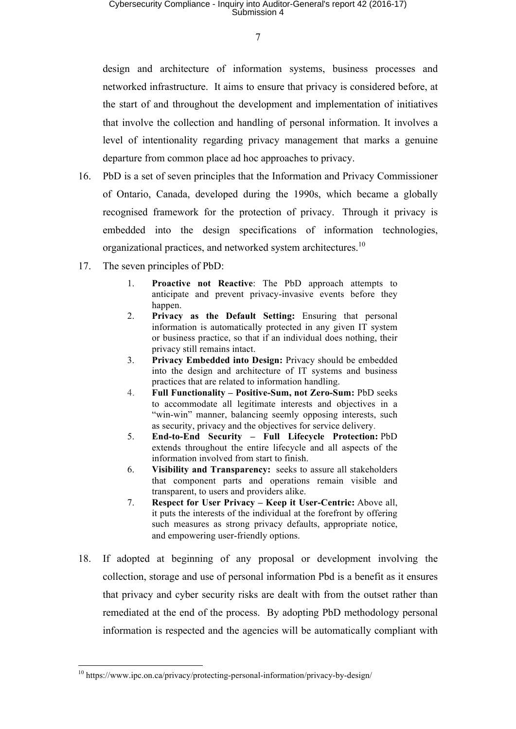design and architecture of information systems, business processes and networked infrastructure. It aims to ensure that privacy is considered before, at the start of and throughout the development and implementation of initiatives that involve the collection and handling of personal information. It involves a level of intentionality regarding privacy management that marks a genuine departure from common place ad hoc approaches to privacy.

16. PbD is a set of seven principles that the Information and Privacy Commissioner of Ontario, Canada, developed during the 1990s, which became a globally recognised framework for the protection of privacy. Through it privacy is embedded into the design specifications of information technologies, organizational practices, and networked system architectures.[10]

17. The seven principles of PbD:

    1. **Proactive not Reactive**: The PbD approach attempts to anticipate and prevent privacy-invasive events before they happen.
    2. **Privacy as the Default Setting:** Ensuring that personal information is automatically protected in any given IT system or business practice, so that if an individual does nothing, their privacy still remains intact.
    3. **Privacy Embedded into Design:** Privacy should be embedded into the design and architecture of IT systems and business practices that are related to information handling.
    4. **Full Functionality – Positive-Sum, not Zero-Sum:** PbD seeks to accommodate all legitimate interests and objectives in a "win-win" manner, balancing seemly opposing interests, such as security, privacy and the objectives for service delivery.
    5. **End-to-End Security – Full Lifecycle Protection:** PbD extends throughout the entire lifecycle and all aspects of the information involved from start to finish.
    6. **Visibility and Transparency:** seeks to assure all stakeholders that component parts and operations remain visible and transparent, to users and providers alike.
    7. **Respect for User Privacy – Keep it User-Centric:** Above all, it puts the interests of the individual at the forefront by offering such measures as strong privacy defaults, appropriate notice, and empowering user-friendly options.

18. If adopted at beginning of any proposal or development involving the collection, storage and use of personal information Pbd is a benefit as it ensures that privacy and cyber security risks are dealt with from the outset rather than remediated at the end of the process. By adopting PbD methodology personal information is respected and the agencies will be automatically compliant with

---

[10] https://www.ipc.on.ca/privacy/protecting-personal-information/privacy-by-design/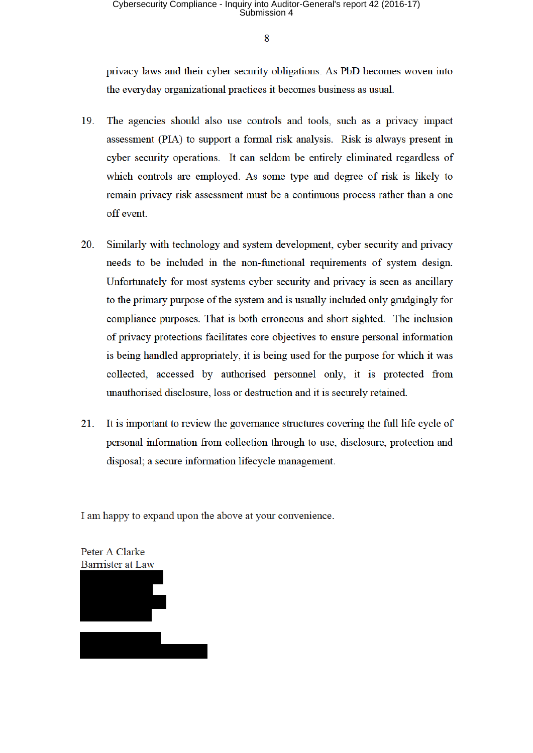privacy laws and their cyber security obligations. As PbD becomes woven into the everyday organizational practices it becomes business as usual.

19. The agencies should also use controls and tools, such as a privacy impact assessment (PIA) to support a formal risk analysis. Risk is always present in cyber security operations. It can seldom be entirely eliminated regardless of which controls are employed. As some type and degree of risk is likely to remain privacy risk assessment must be a continuous process rather than a one off event.

20. Similarly with technology and system development, cyber security and privacy needs to be included in the non-functional requirements of system design. Unfortunately for most systems cyber security and privacy is seen as ancillary to the primary purpose of the system and is usually included only grudgingly for compliance purposes. That is both erroneous and short sighted. The inclusion of privacy protections facilitates core objectives to ensure personal information is being handled appropriately, it is being used for the purpose for which it was collected, accessed by authorised personnel only, it is protected from unauthorised disclosure, loss or destruction and it is securely retained.

21. It is important to review the governance structures covering the full life cycle of personal information from collection through to use, disclosure, protection and disposal; a secure information lifecycle management.

I am happy to expand upon the above at your convenience.

Peter A Clarke
Barrister at Law